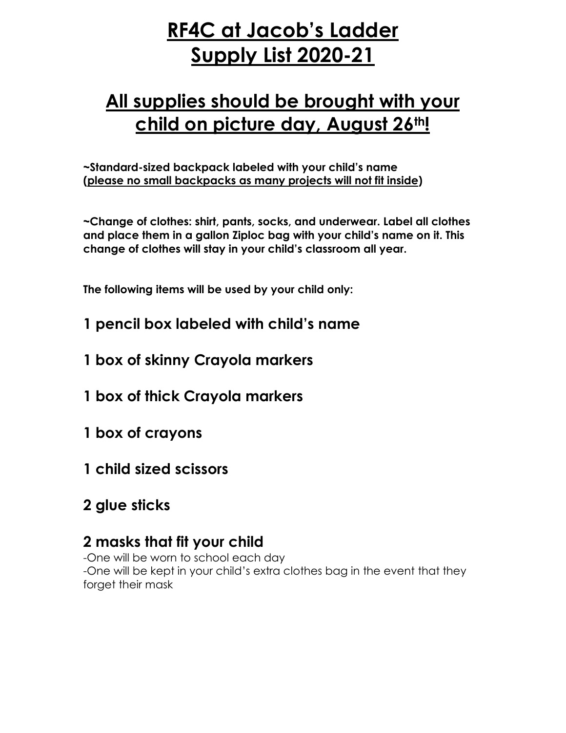# RF4C at Jacob's Ladder
# Supply List 2020-21

## All supplies should be brought with your child on picture day, August 26th!

**~Standard-sized backpack labeled with your child's name (please no small backpacks as many projects will not fit inside)**

**~Change of clothes: shirt, pants, socks, and underwear. Label all clothes and place them in a gallon Ziploc bag with your child's name on it. This change of clothes will stay in your child's classroom all year.**

**The following items will be used by your child only:**

### 1 pencil box labeled with child's name

### 1 box of skinny Crayola markers

### 1 box of thick Crayola markers

### 1 box of crayons

### 1 child sized scissors

### 2 glue sticks

### 2 masks that fit your child

-One will be worn to school each day
-One will be kept in your child's extra clothes bag in the event that they forget their mask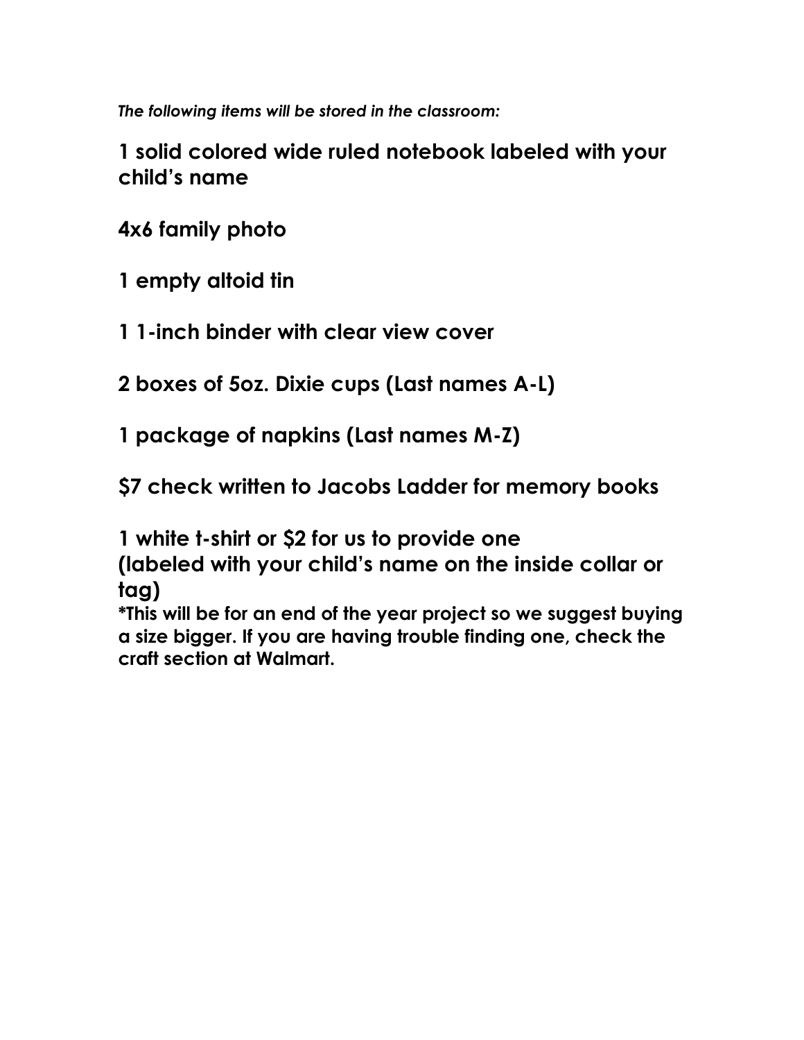*The following items will be stored in the classroom:*

**1 solid colored wide ruled notebook labeled with your child's name**

**4x6 family photo**

**1 empty altoid tin**

**1 1-inch binder with clear view cover**

**2 boxes of 5oz. Dixie cups (Last names A-L)**

**1 package of napkins (Last names M-Z)**

**$7 check written to Jacobs Ladder for memory books**

**1 white t-shirt or $2 for us to provide one**
**(labeled with your child's name on the inside collar or tag)**
***This will be for an end of the year project so we suggest buying a size bigger. If you are having trouble finding one, check the craft section at Walmart.**